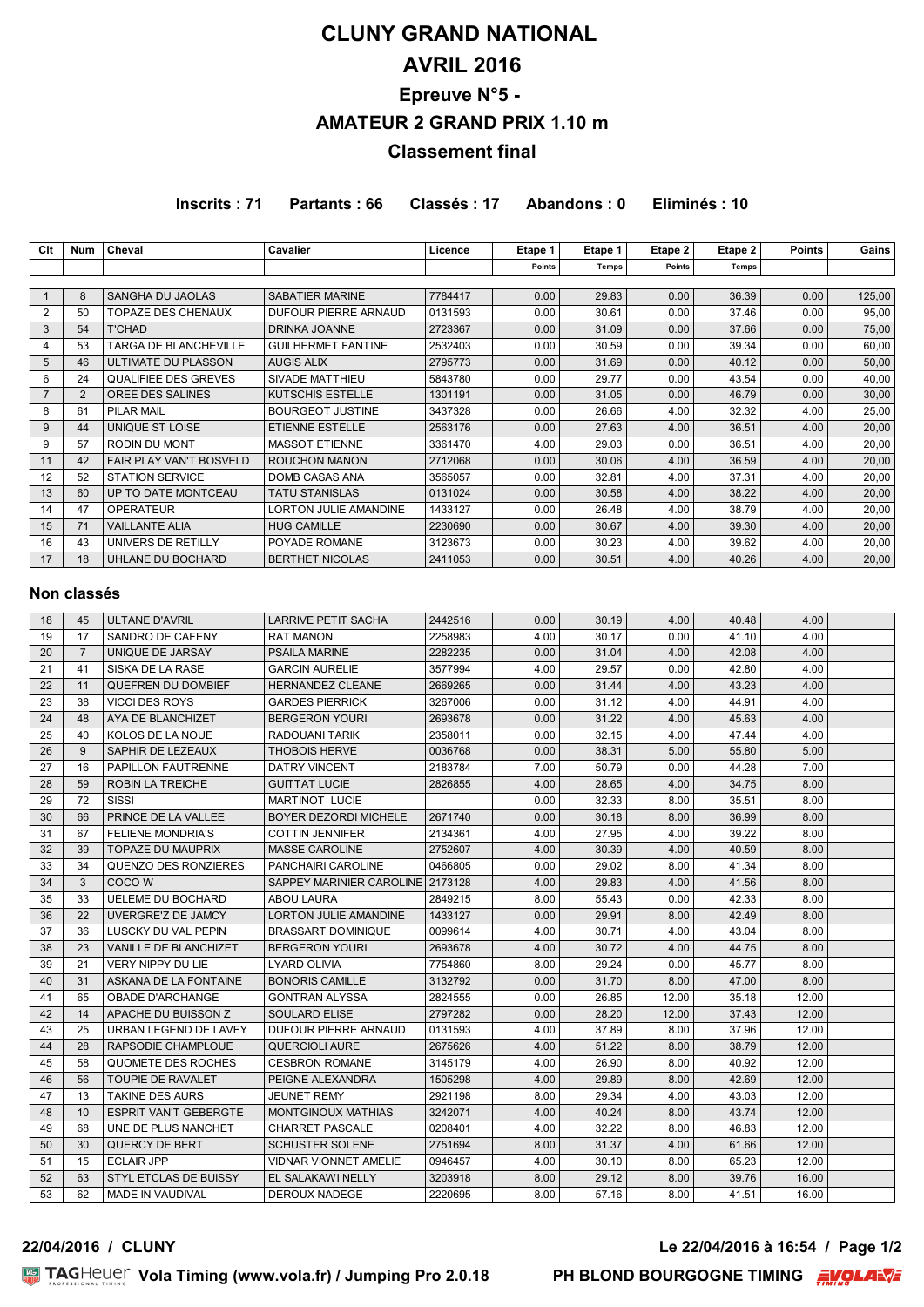# CLUNY GRAND NATIONAL

# AVRIL 2016

## Epreuve N°5 -

## AMATEUR 2 GRAND PRIX 1.10 m

## Classement final

**Inscrits : 71 Partants : 66 Classés : 17 Abandons : 0 Eliminés : 10**

| Clt | Num | Cheval | Cavalier | Licence | Etape 1 | Etape 1 | Etape 2 | Etape 2 | Points | Gains |
|---|---|---|---|---|---|---|---|---|---|---|
| | | | | | Points | Temps | Points | Temps | | |
| 1 | 8 | SANGHA DU JAOLAS | SABATIER MARINE | 7784417 | 0.00 | 29.83 | 0.00 | 36.39 | 0.00 | 125,00 |
| 2 | 50 | TOPAZE DES CHENAUX | DUFOUR PIERRE ARNAUD | 0131593 | 0.00 | 30.61 | 0.00 | 37.46 | 0.00 | 95,00 |
| 3 | 54 | T'CHAD | DRINKA JOANNE | 2723367 | 0.00 | 31.09 | 0.00 | 37.66 | 0.00 | 75,00 |
| 4 | 53 | TARGA DE BLANCHEVILLE | GUILHERMET FANTINE | 2532403 | 0.00 | 30.59 | 0.00 | 39.34 | 0.00 | 60,00 |
| 5 | 46 | ULTIMATE DU PLASSON | AUGIS ALIX | 2795773 | 0.00 | 31.69 | 0.00 | 40.12 | 0.00 | 50,00 |
| 6 | 24 | QUALIFIEE DES GREVES | SIVADE MATTHIEU | 5843780 | 0.00 | 29.77 | 0.00 | 43.54 | 0.00 | 40,00 |
| 7 | 2 | OREE DES SALINES | KUTSCHIS ESTELLE | 1301191 | 0.00 | 31.05 | 0.00 | 46.79 | 0.00 | 30,00 |
| 8 | 61 | PILAR MAIL | BOURGEOT JUSTINE | 3437328 | 0.00 | 26.66 | 4.00 | 32.32 | 4.00 | 25,00 |
| 9 | 44 | UNIQUE ST LOISE | ETIENNE ESTELLE | 2563176 | 0.00 | 27.63 | 4.00 | 36.51 | 4.00 | 20,00 |
| 9 | 57 | RODIN DU MONT | MASSOT ETIENNE | 3361470 | 4.00 | 29.03 | 0.00 | 36.51 | 4.00 | 20,00 |
| 11 | 42 | FAIR PLAY VAN'T BOSVELD | ROUCHON MANON | 2712068 | 0.00 | 30.06 | 4.00 | 36.59 | 4.00 | 20,00 |
| 12 | 52 | STATION SERVICE | DOMB CASAS ANA | 3565057 | 0.00 | 32.81 | 4.00 | 37.31 | 4.00 | 20,00 |
| 13 | 60 | UP TO DATE MONTCEAU | TATU STANISLAS | 0131024 | 0.00 | 30.58 | 4.00 | 38.22 | 4.00 | 20,00 |
| 14 | 47 | OPERATEUR | LORTON JULIE AMANDINE | 1433127 | 0.00 | 26.48 | 4.00 | 38.79 | 4.00 | 20,00 |
| 15 | 71 | VAILLANTE ALIA | HUG CAMILLE | 2230690 | 0.00 | 30.67 | 4.00 | 39.30 | 4.00 | 20,00 |
| 16 | 43 | UNIVERS DE RETILLY | POYADE ROMANE | 3123673 | 0.00 | 30.23 | 4.00 | 39.62 | 4.00 | 20,00 |
| 17 | 18 | UHLANE DU BOCHARD | BERTHET NICOLAS | 2411053 | 0.00 | 30.51 | 4.00 | 40.26 | 4.00 | 20,00 |

### Non classés

| Clt | Num | Cheval | Cavalier | Licence | Etape 1 Points | Etape 1 Temps | Etape 2 Points | Etape 2 Temps | Points | Gains |
|---|---|---|---|---|---|---|---|---|---|---|
| 18 | 45 | ULTANE D'AVRIL | LARRIVE PETIT SACHA | 2442516 | 0.00 | 30.19 | 4.00 | 40.48 | 4.00 | |
| 19 | 17 | SANDRO DE CAFENY | RAT MANON | 2258983 | 4.00 | 30.17 | 0.00 | 41.10 | 4.00 | |
| 20 | 7 | UNIQUE DE JARSAY | PSAILA MARINE | 2282235 | 0.00 | 31.04 | 4.00 | 42.08 | 4.00 | |
| 21 | 41 | SISKA DE LA RASE | GARCIN AURELIE | 3577994 | 4.00 | 29.57 | 0.00 | 42.80 | 4.00 | |
| 22 | 11 | QUEFREN DU DOMBIEF | HERNANDEZ CLEANE | 2669265 | 0.00 | 31.44 | 4.00 | 43.23 | 4.00 | |
| 23 | 38 | VICCI DES ROYS | GARDES PIERRICK | 3267006 | 0.00 | 31.12 | 4.00 | 44.91 | 4.00 | |
| 24 | 48 | AYA DE BLANCHIZET | BERGERON YOURI | 2693678 | 0.00 | 31.22 | 4.00 | 45.63 | 4.00 | |
| 25 | 40 | KOLOS DE LA NOUE | RADOUANI TARIK | 2358011 | 0.00 | 32.15 | 4.00 | 47.44 | 4.00 | |
| 26 | 9 | SAPHIR DE LEZEAUX | THOBOIS HERVE | 0036768 | 0.00 | 38.31 | 5.00 | 55.80 | 5.00 | |
| 27 | 16 | PAPILLON FAUTRENNE | DATRY VINCENT | 2183784 | 7.00 | 50.79 | 0.00 | 44.28 | 7.00 | |
| 28 | 59 | ROBIN LA TREICHE | GUITTAT LUCIE | 2826855 | 4.00 | 28.65 | 4.00 | 34.75 | 8.00 | |
| 29 | 72 | SISSI | MARTINOT LUCIE | | 0.00 | 32.33 | 8.00 | 35.51 | 8.00 | |
| 30 | 66 | PRINCE DE LA VALLEE | BOYER DEZORDI MICHELE | 2671740 | 0.00 | 30.18 | 8.00 | 36.99 | 8.00 | |
| 31 | 67 | FELIENE MONDRIA'S | COTTIN JENNIFER | 2134361 | 4.00 | 27.95 | 4.00 | 39.22 | 8.00 | |
| 32 | 39 | TOPAZE DU MAUPRIX | MASSE CAROLINE | 2752607 | 4.00 | 30.39 | 4.00 | 40.59 | 8.00 | |
| 33 | 34 | QUENZO DES RONZIERES | PANCHAIRI CAROLINE | 0466805 | 0.00 | 29.02 | 8.00 | 41.34 | 8.00 | |
| 34 | 3 | COCO W | SAPPEY MARINIER CAROLINE | 2173128 | 4.00 | 29.83 | 4.00 | 41.56 | 8.00 | |
| 35 | 33 | UELEME DU BOCHARD | ABOU LAURA | 2849215 | 8.00 | 55.43 | 0.00 | 42.33 | 8.00 | |
| 36 | 22 | UVERGRE'Z DE JAMCY | LORTON JULIE AMANDINE | 1433127 | 0.00 | 29.91 | 8.00 | 42.49 | 8.00 | |
| 37 | 36 | LUSCKY DU VAL PEPIN | BRASSART DOMINIQUE | 0099614 | 4.00 | 30.71 | 4.00 | 43.04 | 8.00 | |
| 38 | 23 | VANILLE DE BLANCHIZET | BERGERON YOURI | 2693678 | 4.00 | 30.72 | 4.00 | 44.75 | 8.00 | |
| 39 | 21 | VERY NIPPY DU LIE | LYARD OLIVIA | 7754860 | 8.00 | 29.24 | 0.00 | 45.77 | 8.00 | |
| 40 | 31 | ASKANA DE LA FONTAINE | BONORIS CAMILLE | 3132792 | 0.00 | 31.70 | 8.00 | 47.00 | 8.00 | |
| 41 | 65 | OBADE D'ARCHANGE | GONTRAN ALYSSA | 2824555 | 0.00 | 26.85 | 12.00 | 35.18 | 12.00 | |
| 42 | 14 | APACHE DU BUISSON Z | SOULARD ELISE | 2797282 | 0.00 | 28.20 | 12.00 | 37.43 | 12.00 | |
| 43 | 25 | URBAN LEGEND DE LAVEY | DUFOUR PIERRE ARNAUD | 0131593 | 4.00 | 37.89 | 8.00 | 37.96 | 12.00 | |
| 44 | 28 | RAPSODIE CHAMPLOUE | QUERCIOLI AURE | 2675626 | 4.00 | 51.22 | 8.00 | 38.79 | 12.00 | |
| 45 | 58 | QUOMETE DES ROCHES | CESBRON ROMANE | 3145179 | 4.00 | 26.90 | 8.00 | 40.92 | 12.00 | |
| 46 | 56 | TOUPIE DE RAVALET | PEIGNE ALEXANDRA | 1505298 | 4.00 | 29.89 | 8.00 | 42.69 | 12.00 | |
| 47 | 13 | TAKINE DES AURS | JEUNET REMY | 2921198 | 8.00 | 29.34 | 4.00 | 43.03 | 12.00 | |
| 48 | 10 | ESPRIT VAN'T GEBERGTE | MONTGINOUX MATHIAS | 3242071 | 4.00 | 40.24 | 8.00 | 43.74 | 12.00 | |
| 49 | 68 | UNE DE PLUS NANCHET | CHARRET PASCALE | 0208401 | 4.00 | 32.22 | 8.00 | 46.83 | 12.00 | |
| 50 | 30 | QUERCY DE BERT | SCHUSTER SOLENE | 2751694 | 8.00 | 31.37 | 4.00 | 61.66 | 12.00 | |
| 51 | 15 | ECLAIR JPP | VIDNAR VIONNET AMELIE | 0946457 | 4.00 | 30.10 | 8.00 | 65.23 | 12.00 | |
| 52 | 63 | STYL ETCLAS DE BUISSY | EL SALAKAWI NELLY | 3203918 | 8.00 | 29.12 | 8.00 | 39.76 | 16.00 | |
| 53 | 62 | MADE IN VAUDIVAL | DEROUX NADEGE | 2220695 | 8.00 | 57.16 | 8.00 | 41.51 | 16.00 | |

**22/04/2016 / CLUNY** Le 22/04/2016 à 16:54

TAGHeuer Vola Timing (www.vola.fr) / Jumping Pro 2.0.18 — PH BLOND BOURGOGNE TIMING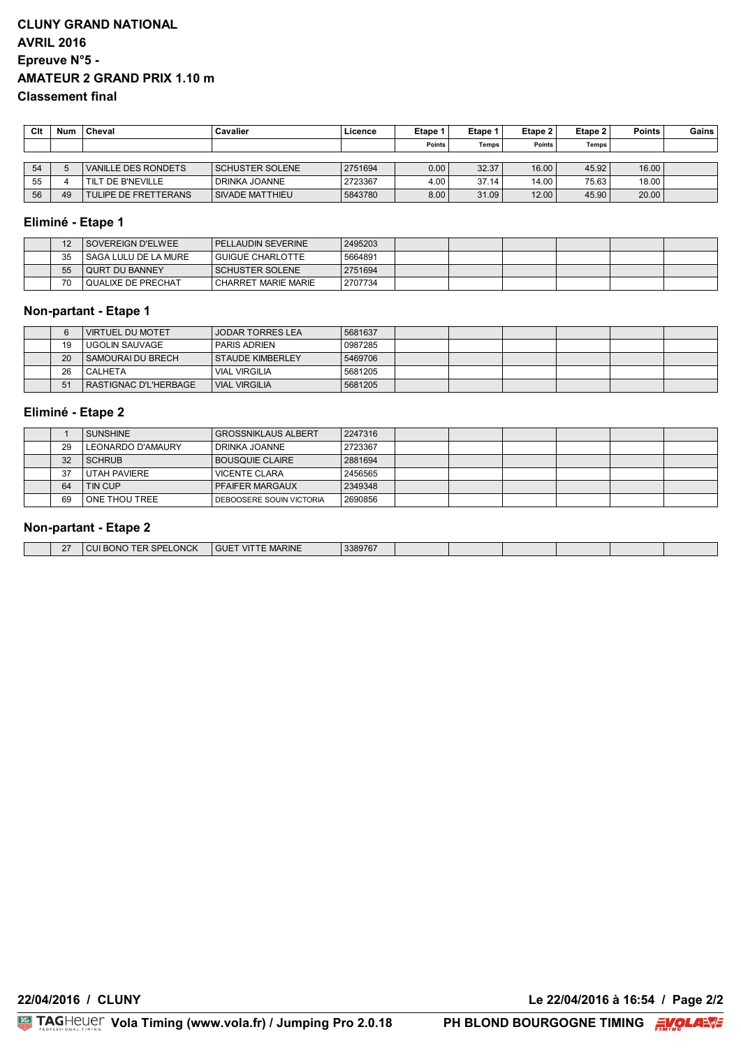# CLUNY GRAND NATIONAL
## AVRIL 2016
## Epreuve N°5 -
## AMATEUR 2 GRAND PRIX 1.10 m
## Classement final

| Clt | Num | Cheval | Cavalier | Licence | Etape 1 | Etape 1 | Etape 2 | Etape 2 | Points | Gains |
|---|---|---|---|---|---|---|---|---|---|---|
| | | | | | Points | Temps | Points | Temps | | |
| 54 | 5 | VANILLE DES RONDETS | SCHUSTER SOLENE | 2751694 | 0.00 | 32.37 | 16.00 | 45.92 | 16.00 | |
| 55 | 4 | TILT DE B'NEVILLE | DRINKA JOANNE | 2723367 | 4.00 | 37.14 | 14.00 | 75.63 | 18.00 | |
| 56 | 49 | TULIPE DE FRETTERANS | SIVADE MATTHIEU | 5843780 | 8.00 | 31.09 | 12.00 | 45.90 | 20.00 | |

### Eliminé - Etape 1

| | | | | | | | | | | |
|---|---|---|---|---|---|---|---|---|---|---|
| | 12 | SOVEREIGN D'ELWEE | PELLAUDIN SEVERINE | 2495203 | | | | | | |
| | 35 | SAGA LULU DE LA MURE | GUIGUE CHARLOTTE | 5664891 | | | | | | |
| | 55 | QURT DU BANNEY | SCHUSTER SOLENE | 2751694 | | | | | | |
| | 70 | QUALIXE DE PRECHAT | CHARRET MARIE MARIE | 2707734 | | | | | | |

### Non-partant - Etape 1

| | | | | | | | | | | |
|---|---|---|---|---|---|---|---|---|---|---|
| | 6 | VIRTUEL DU MOTET | JODAR TORRES LEA | 5681637 | | | | | | |
| | 19 | UGOLIN SAUVAGE | PARIS ADRIEN | 0987285 | | | | | | |
| | 20 | SAMOURAI DU BRECH | STAUDE KIMBERLEY | 5469706 | | | | | | |
| | 26 | CALHETA | VIAL VIRGILIA | 5681205 | | | | | | |
| | 51 | RASTIGNAC D'L'HERBAGE | VIAL VIRGILIA | 5681205 | | | | | | |

### Eliminé - Etape 2

| | | | | | | | | | | |
|---|---|---|---|---|---|---|---|---|---|---|
| | 1 | SUNSHINE | GROSSNIKLAUS ALBERT | 2247316 | | | | | | |
| | 29 | LEONARDO D'AMAURY | DRINKA JOANNE | 2723367 | | | | | | |
| | 32 | SCHRUB | BOUSQUIE CLAIRE | 2881694 | | | | | | |
| | 37 | UTAH PAVIERE | VICENTE CLARA | 2456565 | | | | | | |
| | 64 | TIN CUP | PFAIFER MARGAUX | 2349348 | | | | | | |
| | 69 | ONE THOU TREE | DEBOOSERE SOUIN VICTORIA | 2690856 | | | | | | |

### Non-partant - Etape 2

| | | | | | | | | | | |
|---|---|---|---|---|---|---|---|---|---|---|
| | 27 | CUI BONO TER SPELONCK | GUET VITTE MARINE | 3389767 | | | | | | |